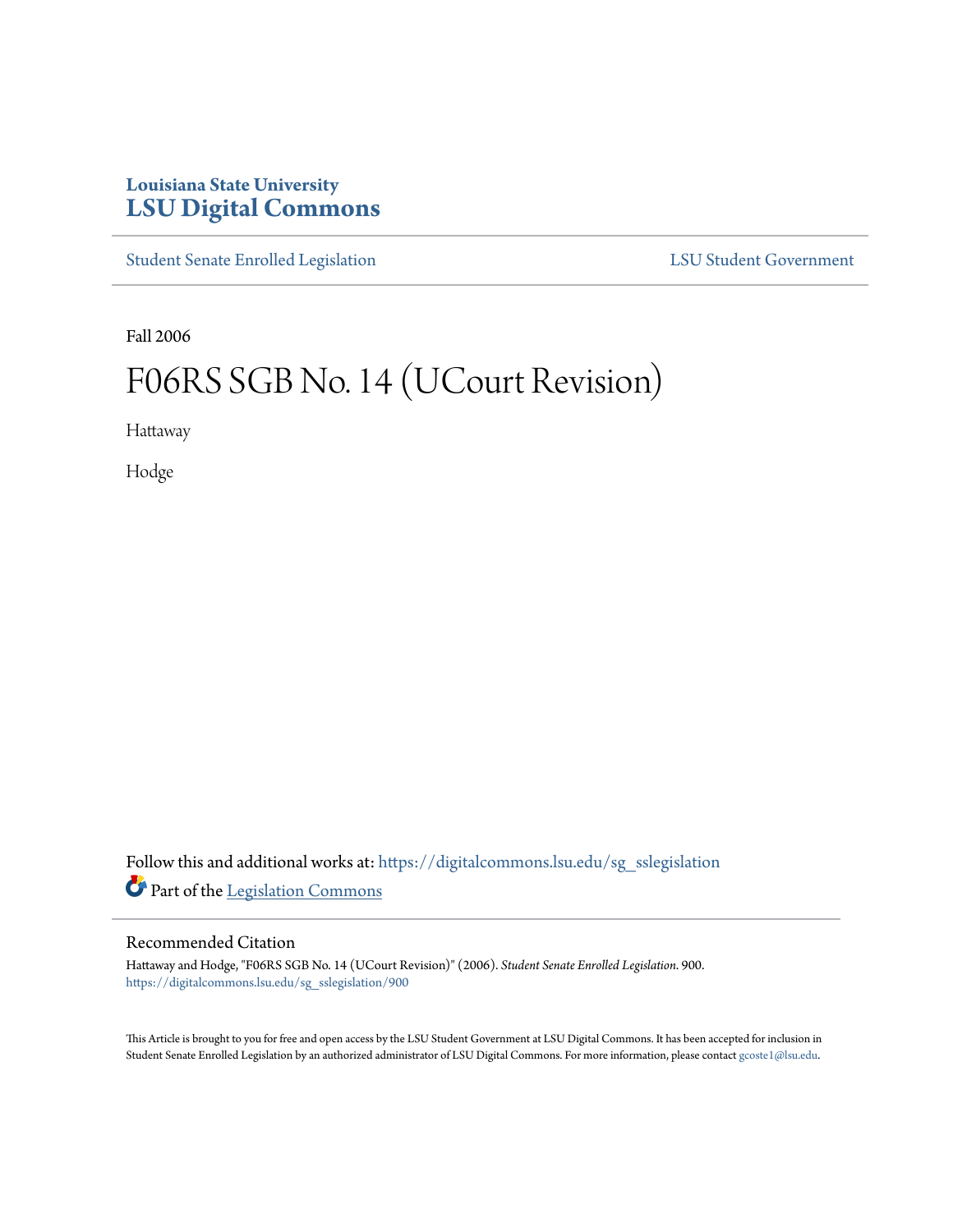Louisiana State University
# LSU Digital Commons

Student Senate Enrolled Legislation | LSU Student Government

Fall 2006

# F06RS SGB No. 14 (UCourt Revision)

Hattaway

Hodge

Follow this and additional works at: https://digitalcommons.lsu.edu/sg_sslegislation

Part of the Legislation Commons

## Recommended Citation

Hattaway and Hodge, "F06RS SGB No. 14 (UCourt Revision)" (2006). *Student Senate Enrolled Legislation*. 900.
https://digitalcommons.lsu.edu/sg_sslegislation/900

This Article is brought to you for free and open access by the LSU Student Government at LSU Digital Commons. It has been accepted for inclusion in Student Senate Enrolled Legislation by an authorized administrator of LSU Digital Commons. For more information, please contact gcoste1@lsu.edu.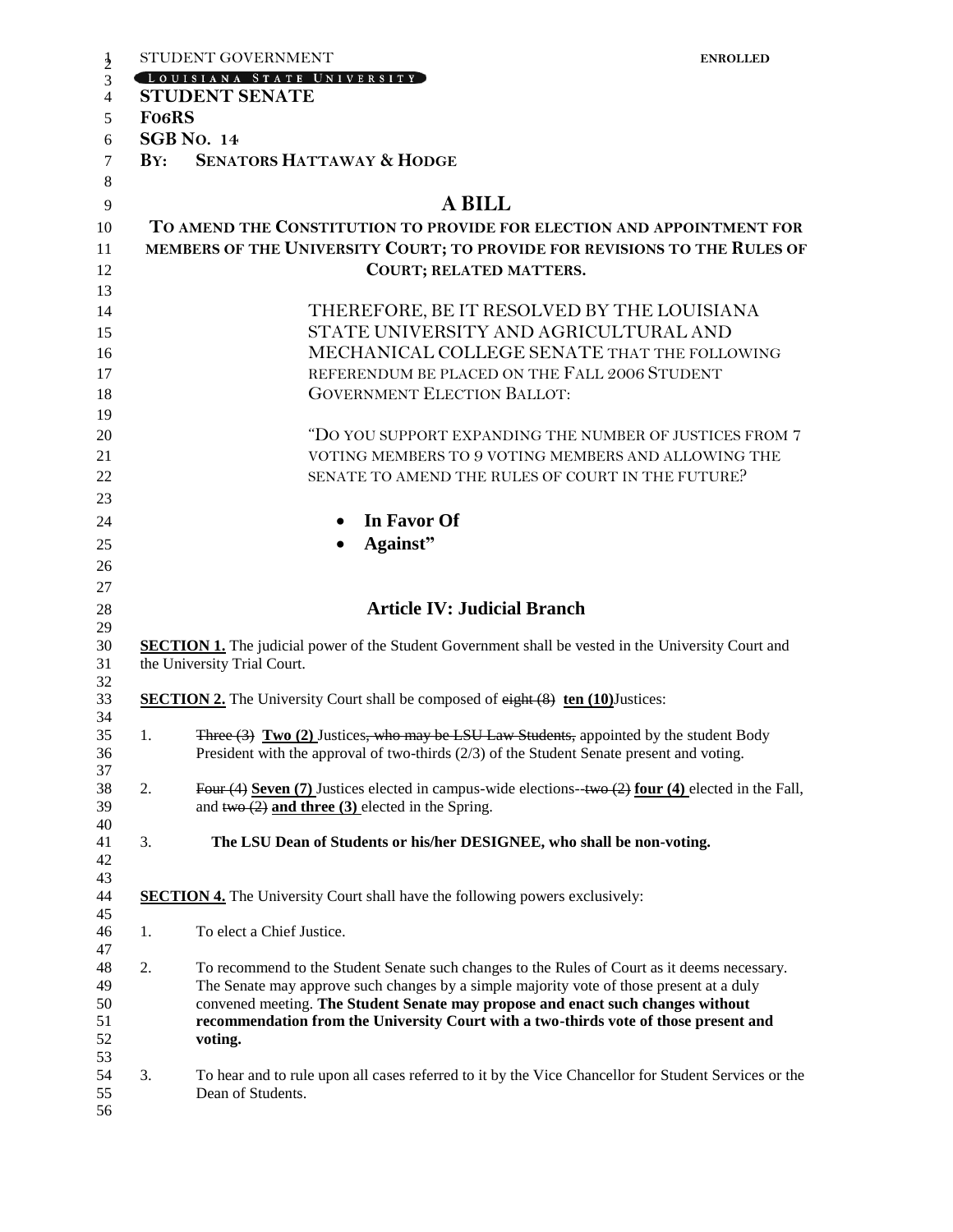STUDENT GOVERNMENT **ENROLLED**

LOUISIANA STATE UNIVERSITY

**STUDENT SENATE**

**F06RS**

**SGB NO. 14**

**BY: SENATORS HATTAWAY & HODGE**

# A BILL

## TO AMEND THE CONSTITUTION TO PROVIDE FOR ELECTION AND APPOINTMENT FOR MEMBERS OF THE UNIVERSITY COURT; TO PROVIDE FOR REVISIONS TO THE RULES OF COURT; RELATED MATTERS.

THEREFORE, BE IT RESOLVED BY THE LOUISIANA STATE UNIVERSITY AND AGRICULTURAL AND MECHANICAL COLLEGE SENATE THAT THE FOLLOWING REFERENDUM BE PLACED ON THE FALL 2006 STUDENT GOVERNMENT ELECTION BALLOT:

"DO YOU SUPPORT EXPANDING THE NUMBER OF JUSTICES FROM 7 VOTING MEMBERS TO 9 VOTING MEMBERS AND ALLOWING THE SENATE TO AMEND THE RULES OF COURT IN THE FUTURE?

- **In Favor Of**
- **Against"**

## Article IV: Judicial Branch

**SECTION 1.** The judicial power of the Student Government shall be vested in the University Court and the University Trial Court.

**SECTION 2.** The University Court shall be composed of ~~eight (8)~~ **ten (10)** Justices:

1. ~~Three (3)~~ **Two (2)** Justices~~, who may be LSU Law Students,~~ appointed by the student Body President with the approval of two-thirds (2/3) of the Student Senate present and voting.

2. ~~Four (4)~~ **Seven (7)** Justices elected in campus-wide elections--~~two (2)~~ **four (4)** elected in the Fall, and ~~two (2)~~ **and three (3)** elected in the Spring.

3. **The LSU Dean of Students or his/her DESIGNEE, who shall be non-voting.**

**SECTION 4.** The University Court shall have the following powers exclusively:

1. To elect a Chief Justice.

2. To recommend to the Student Senate such changes to the Rules of Court as it deems necessary. The Senate may approve such changes by a simple majority vote of those present at a duly convened meeting. **The Student Senate may propose and enact such changes without recommendation from the University Court with a two-thirds vote of those present and voting.**

3. To hear and to rule upon all cases referred to it by the Vice Chancellor for Student Services or the Dean of Students.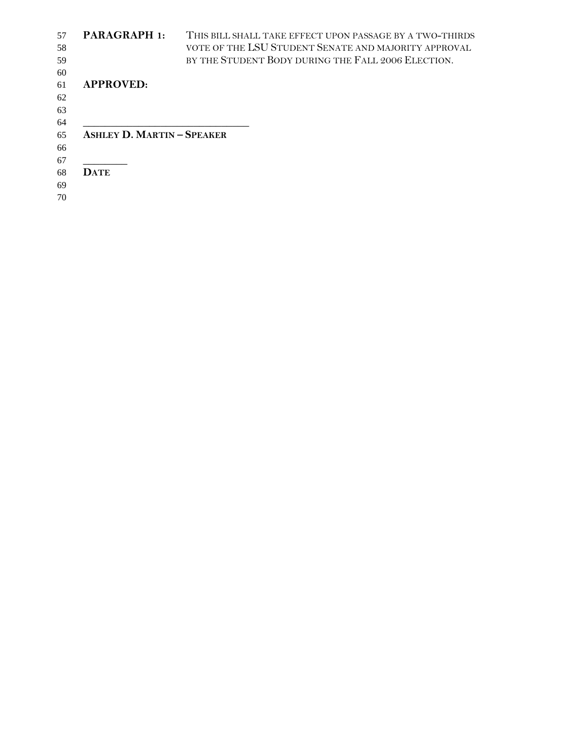**PARAGRAPH 1:** THIS BILL SHALL TAKE EFFECT UPON PASSAGE BY A TWO-THIRDS VOTE OF THE LSU STUDENT SENATE AND MAJORITY APPROVAL BY THE STUDENT BODY DURING THE FALL 2006 ELECTION.

**APPROVED:**

\_\_\_\_\_\_\_\_\_\_\_\_\_\_\_\_\_\_\_\_\_\_\_\_\_\_\_\_\_\_\_\_

**ASHLEY D. MARTIN – SPEAKER**

\_\_\_\_\_\_\_\_\_

**DATE**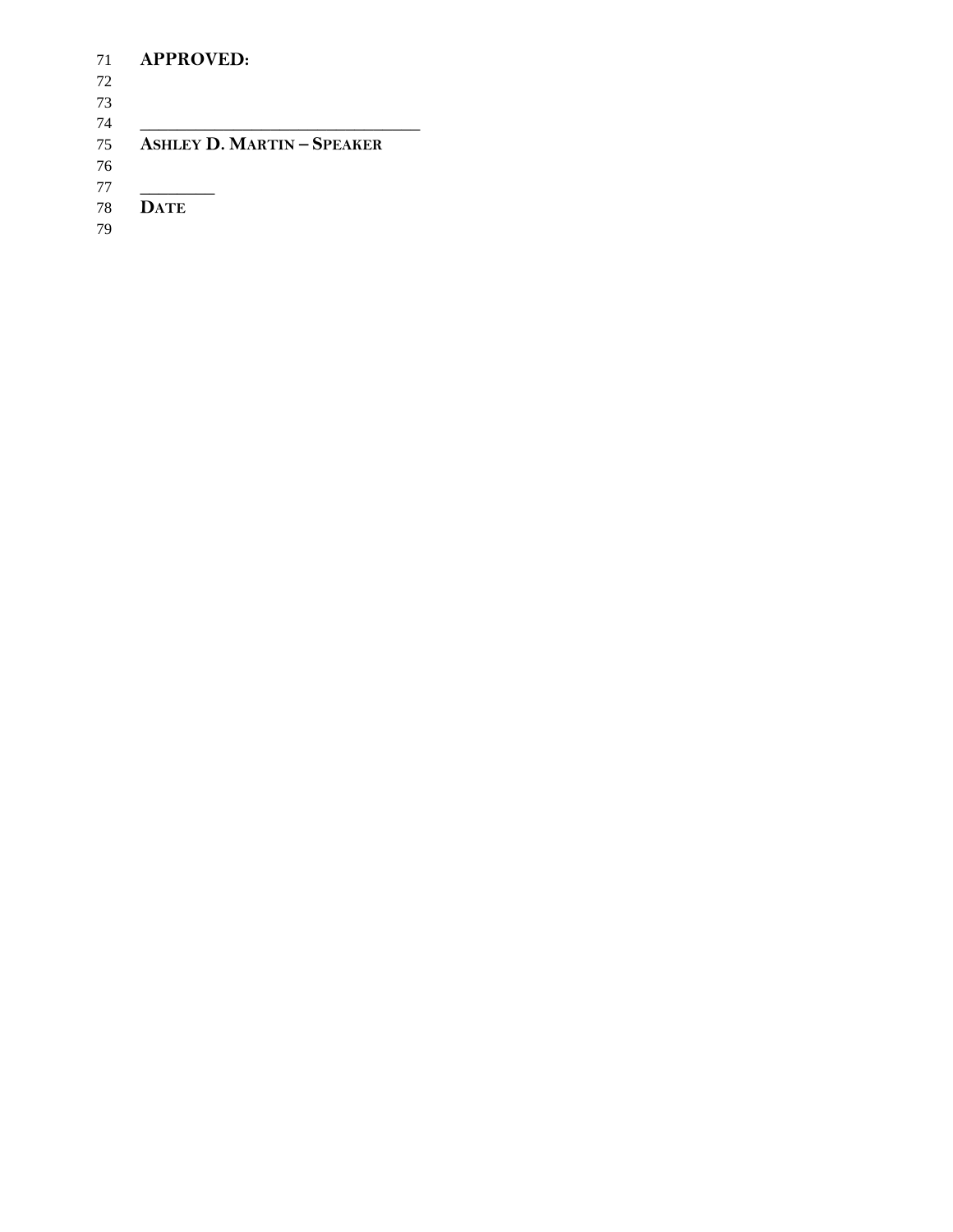**APPROVED:**

\_\_\_\_\_\_\_\_\_\_\_\_\_\_\_\_\_\_\_\_\_\_\_\_\_\_\_\_\_\_\_\_\_\_

**ASHLEY D. MARTIN – SPEAKER**

\_\_\_\_\_\_\_\_\_

**DATE**